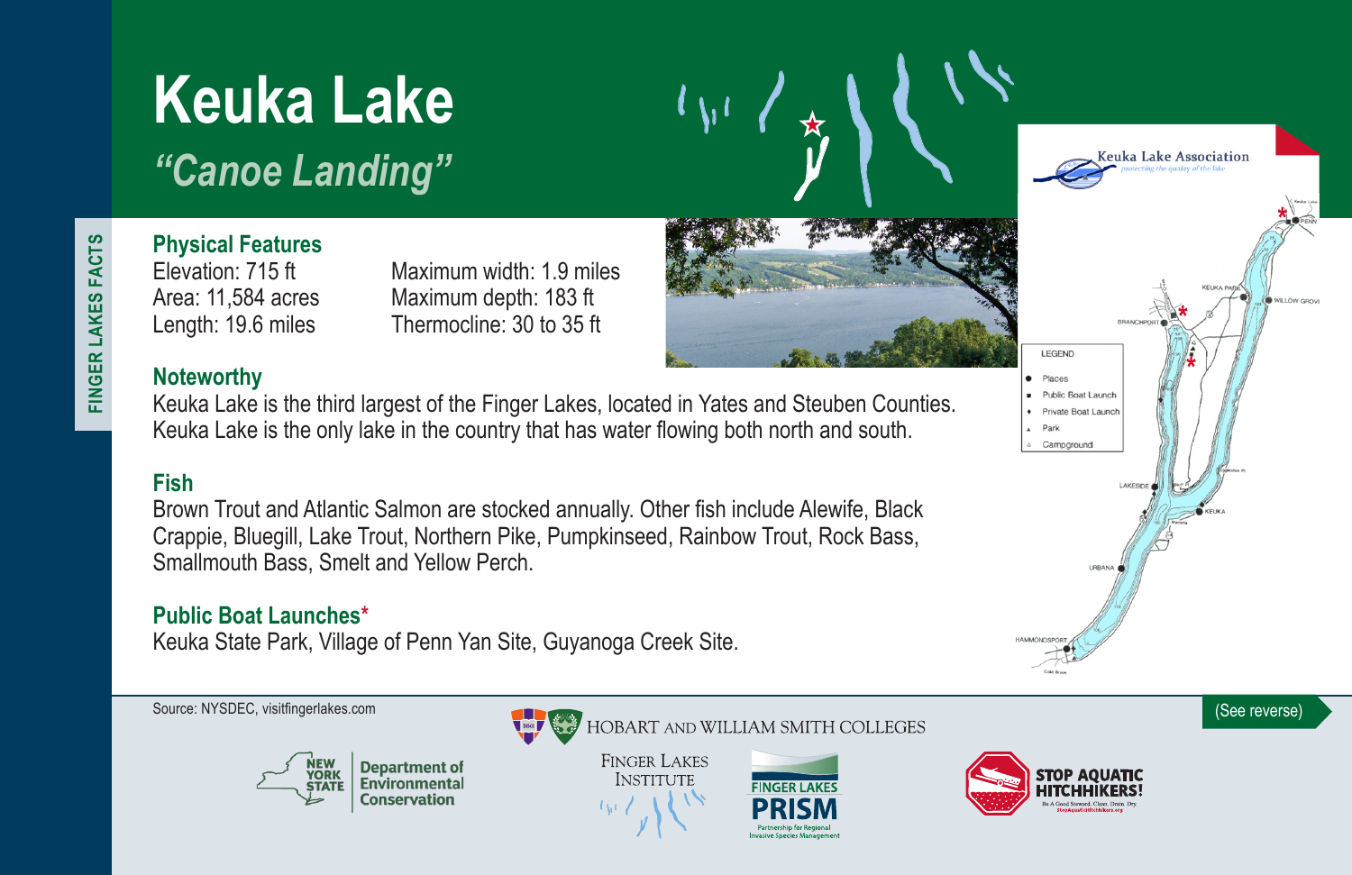FINGER LAKES FACTS

# Keuka Lake

*"Canoe Landing"*

## Physical Features

Elevation: 715 ft
Area: 11,584 acres
Length: 19.6 miles

Maximum width: 1.9 miles
Maximum depth: 183 ft
Thermocline: 30 to 35 ft

## Noteworthy

Keuka Lake is the third largest of the Finger Lakes, located in Yates and Steuben Counties. Keuka Lake is the only lake in the country that has water flowing both north and south.

## Fish

Brown Trout and Atlantic Salmon are stocked annually. Other fish include Alewife, Black Crappie, Bluegill, Lake Trout, Northern Pike, Pumpkinseed, Rainbow Trout, Rock Bass, Smallmouth Bass, Smelt and Yellow Perch.

## Public Boat Launches*

Keuka State Park, Village of Penn Yan Site, Guyanoga Creek Site.

Keuka Lake Association
*protecting the quality of the lake*

LEGEND
- Places
- Public Boat Launch
- Private Boat Launch
- Park
- Campground

PENN YAN, KEUKA PARK, WILLOW GROVE, BRANCHPORT, LAKESIDE, KEUKA, URBANA, HAMMONDSPORT

Source: NYSDEC, visitfingerlakes.com

(See reverse)

HOBART AND WILLIAM SMITH COLLEGES

NEW YORK STATE Department of Environmental Conservation

FINGER LAKES INSTITUTE

FINGER LAKES PRISM
Partnership for Regional Invasive Species Management

STOP AQUATIC HITCHHIKERS!
Be A Good Steward. Clean. Drain. Dry.
StopAquaticHitchhikers.org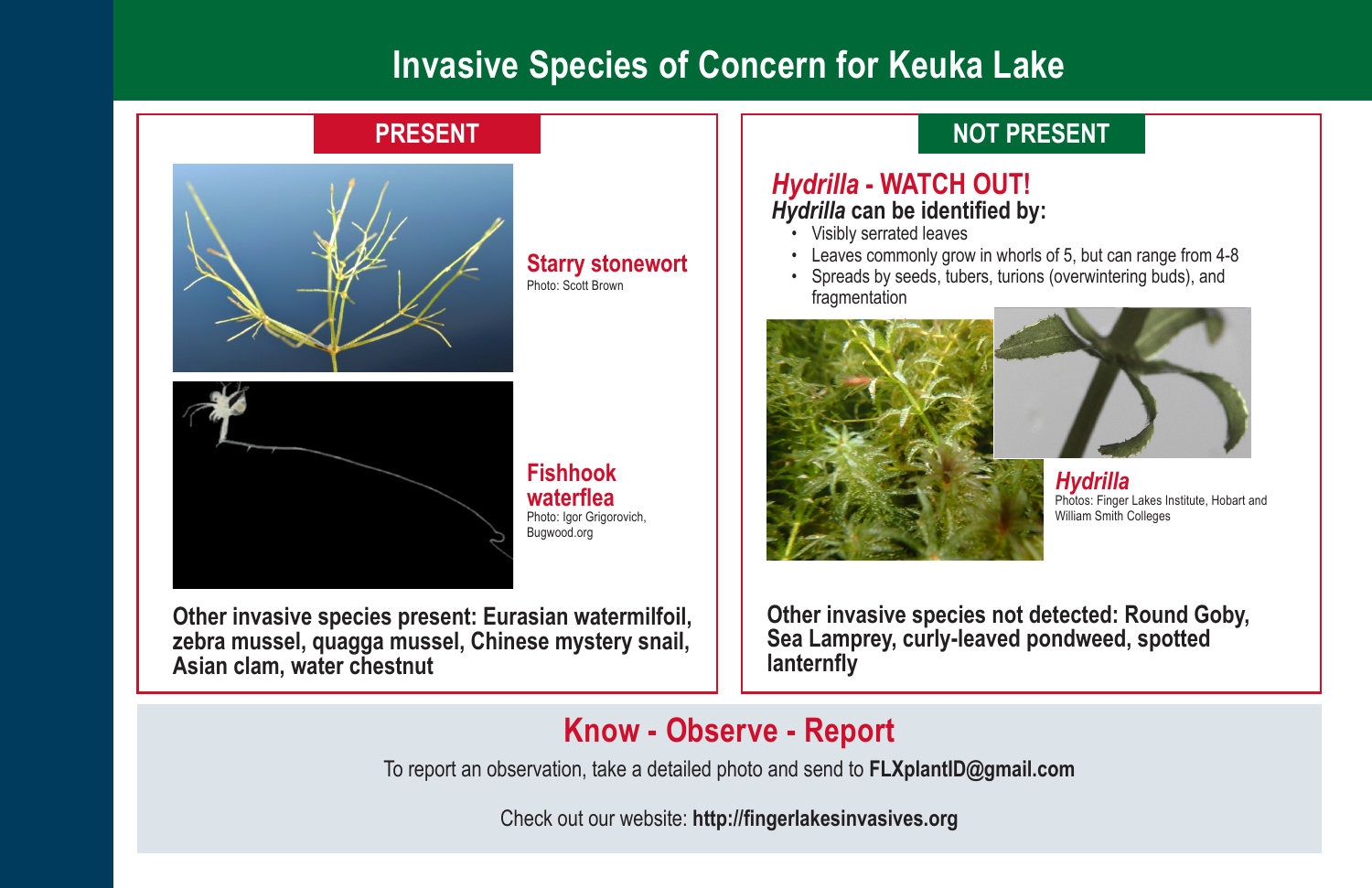# Invasive Species of Concern for Keuka Lake

## PRESENT

**Starry stonewort**
Photo: Scott Brown

**Fishhook waterflea**
Photo: Igor Grigorovich, Bugwood.org

**Other invasive species present: Eurasian watermilfoil, zebra mussel, quagga mussel, Chinese mystery snail, Asian clam, water chestnut**

## NOT PRESENT

### *Hydrilla* - WATCH OUT!

***Hydrilla* can be identified by:**

- Visibly serrated leaves
- Leaves commonly grow in whorls of 5, but can range from 4-8
- Spreads by seeds, tubers, turions (overwintering buds), and fragmentation

***Hydrilla***
Photos: Finger Lakes Institute, Hobart and William Smith Colleges

**Other invasive species not detected: Round Goby, Sea Lamprey, curly-leaved pondweed, spotted lanternfly**

## Know - Observe - Report

To report an observation, take a detailed photo and send to **FLXplantID@gmail.com**

Check out our website: **http://fingerlakesinvasives.org**